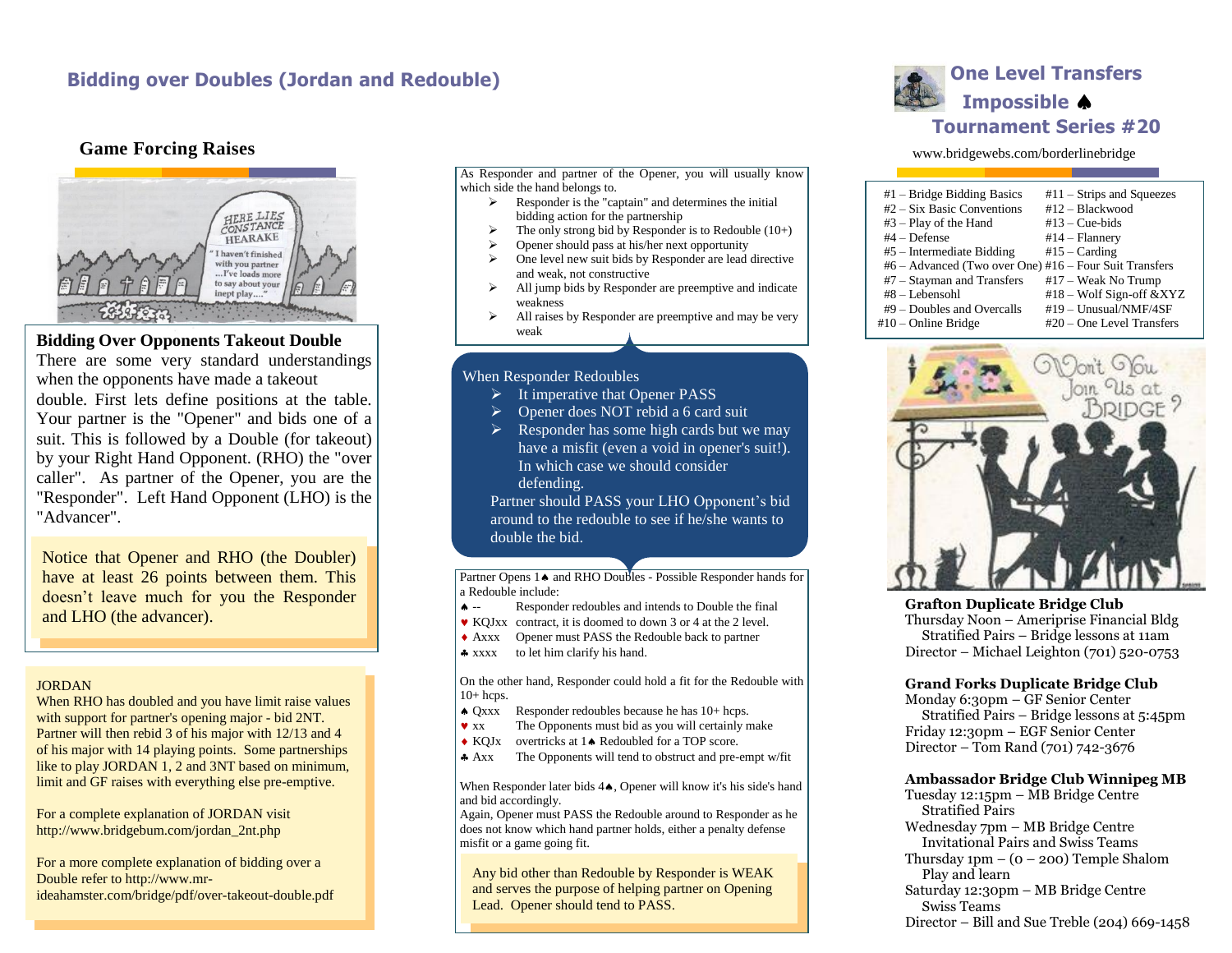## Bidding over Doubles (Jordan and Redouble)

### Game Forcing Raises

### Bidding Over Opponents Takeout Double

There are some very standard understandings when the opponents have made a takeout double. First lets define positions at the table. Your partner is the "Opener" and bids one of a suit. This is followed by a Double (for takeout) by your Right Hand Opponent. (RHO) the "over caller". As partner of the Opener, you are the "Responder". Left Hand Opponent (LHO) is the "Advancer".

Notice that Opener and RHO (the Doubler) have at least 26 points between them. This doesn't leave much for you the Responder and LHO (the advancer).

JORDAN

When RHO has doubled and you have limit raise values with support for partner's opening major - bid 2NT. Partner will then rebid 3 of his major with 12/13 and 4 of his major with 14 playing points. Some partnerships like to play JORDAN 1, 2 and 3NT based on minimum, limit and GF raises with everything else pre-emptive.

For a complete explanation of JORDAN visit http://www.bridgebum.com/jordan_2nt.php

For a more complete explanation of bidding over a Double refer to http://www.mr-ideahamster.com/bridge/pdf/over-takeout-double.pdf

As Responder and partner of the Opener, you will usually know which side the hand belongs to.

- Responder is the "captain" and determines the initial bidding action for the partnership
- The only strong bid by Responder is to Redouble (10+)
- Opener should pass at his/her next opportunity
- One level new suit bids by Responder are lead directive and weak, not constructive
- All jump bids by Responder are preemptive and indicate weakness
- All raises by Responder are preemptive and may be very weak

When Responder Redoubles

- It imperative that Opener PASS
- Opener does NOT rebid a 6 card suit
- Responder has some high cards but we may have a misfit (even a void in opener's suit!). In which case we should consider defending.

Partner should PASS your LHO Opponent's bid around to the redouble to see if he/she wants to double the bid.

Partner Opens 1♠ and RHO Doubles - Possible Responder hands for a Redouble include:

| | |
|---|---|
| ♠ -- | Responder redoubles and intends to Double the final |
| ♥ KQJxx | contract, it is doomed to down 3 or 4 at the 2 level. |
| ♦ Axxx | Opener must PASS the Redouble back to partner |
| ♣ xxxx | to let him clarify his hand. |

On the other hand, Responder could hold a fit for the Redouble with 10+ hcps.

| | |
|---|---|
| ♠ Qxxx | Responder redoubles because he has 10+ hcps. |
| ♥ xx | The Opponents must bid as you will certainly make |
| ♦ KQJx | overtricks at 1♠ Redoubled for a TOP score. |
| ♣ Axx | The Opponents will tend to obstruct and pre-empt w/fit |

When Responder later bids 4♠, Opener will know it's his side's hand and bid accordingly.

Again, Opener must PASS the Redouble around to Responder as he does not know which hand partner holds, either a penalty defense misfit or a game going fit.

Any bid other than Redouble by Responder is WEAK and serves the purpose of helping partner on Opening Lead. Opener should tend to PASS.

## One Level Transfers

## Impossible ♠

## Tournament Series #20

www.bridgewebs.com/borderlinebridge

| | |
|---|---|
| #1 – Bridge Bidding Basics | #11 – Strips and Squeezes |
| #2 – Six Basic Conventions | #12 – Blackwood |
| #3 – Play of the Hand | #13 – Cue-bids |
| #4 – Defense | #14 – Flannery |
| #5 – Intermediate Bidding | #15 – Carding |
| #6 – Advanced (Two over One) | #16 – Four Suit Transfers |
| #7 – Stayman and Transfers | #17 – Weak No Trump |
| #8 – Lebensohl | #18 – Wolf Sign-off &XYZ |
| #9 – Doubles and Overcalls | #19 – Unusual/NMF/4SF |
| #10 – Online Bridge | #20 – One Level Transfers |

**Grafton Duplicate Bridge Club**
Thursday Noon – Ameriprise Financial Bldg
Stratified Pairs – Bridge lessons at 11am
Director – Michael Leighton (701) 520-0753

**Grand Forks Duplicate Bridge Club**
Monday 6:30pm – GF Senior Center
Stratified Pairs – Bridge lessons at 5:45pm
Friday 12:30pm – EGF Senior Center
Director – Tom Rand (701) 742-3676

**Ambassador Bridge Club Winnipeg MB**
Tuesday 12:15pm – MB Bridge Centre
Stratified Pairs
Wednesday 7pm – MB Bridge Centre
Invitational Pairs and Swiss Teams
Thursday 1pm – (0 – 200) Temple Shalom
Play and learn
Saturday 12:30pm – MB Bridge Centre
Swiss Teams
Director – Bill and Sue Treble (204) 669-1458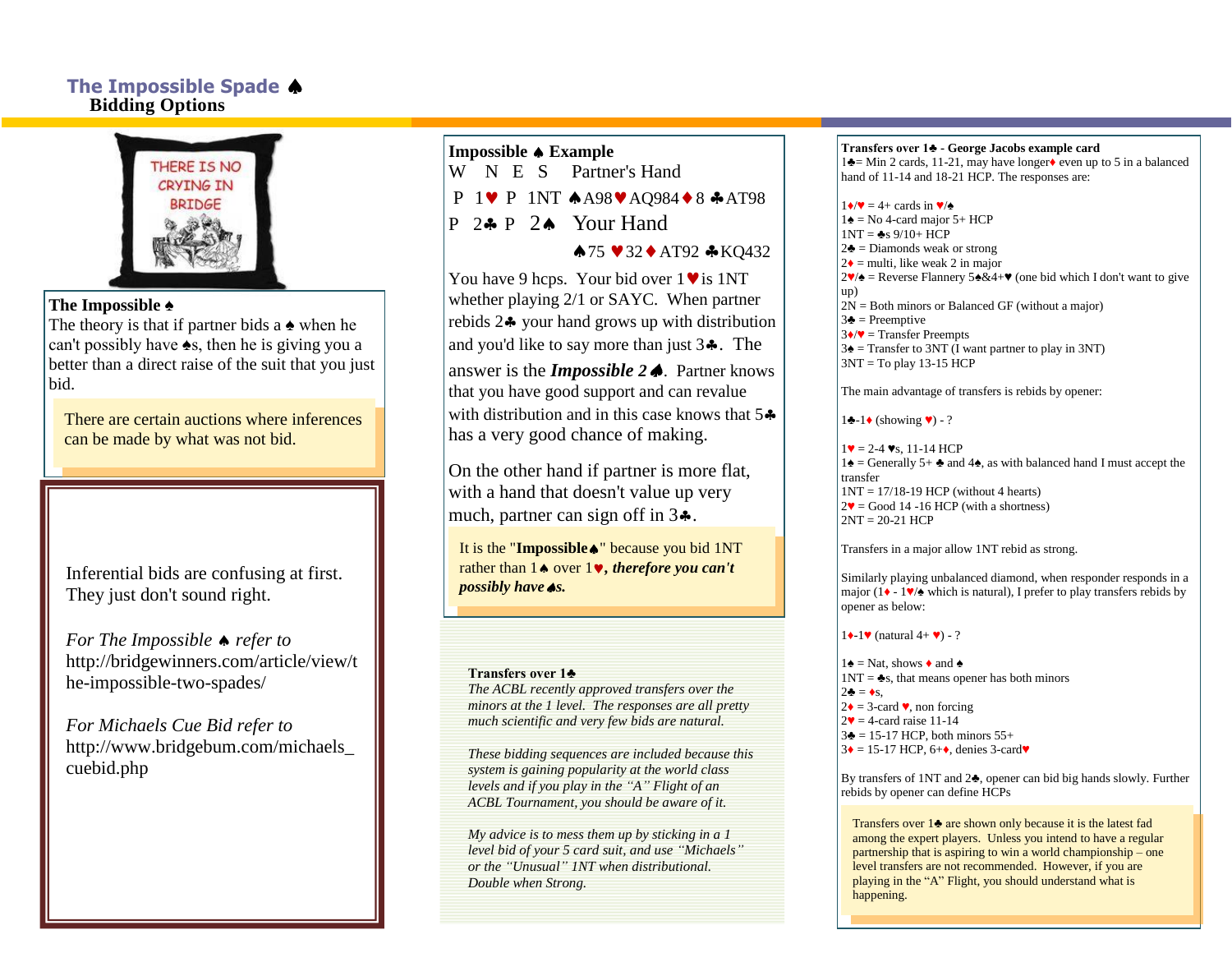# The Impossible Spade ♠

## Bidding Options

### The Impossible ♠

The theory is that if partner bids a ♠ when he can't possibly have ♠s, then he is giving you a better than a direct raise of the suit that you just bid.

There are certain auctions where inferences can be made by what was not bid.

Inferential bids are confusing at first. They just don't sound right.

*For The Impossible ♠ refer to* http://bridgewinners.com/article/view/the-impossible-two-spades/

*For Michaels Cue Bid refer to* http://www.bridgebum.com/michaels_cuebid.php

### Impossible ♠ Example

| W | N | E | S | |
|---|---|---|---|---|
| | | | | Partner's Hand |
| P | 1♥ | P | 1NT | ♠A98 ♥AQ984 ♦8 ♣AT98 |
| P | 2♣ | P | 2♠ | Your Hand |
| | | | | ♠75 ♥32 ♦AT92 ♣KQ432 |

You have 9 hcps. Your bid over 1♥ is 1NT whether playing 2/1 or SAYC. When partner rebids 2♣ your hand grows up with distribution and you'd like to say more than just 3♣. The answer is the ***Impossible 2♠***. Partner knows that you have good support and can revalue with distribution and in this case knows that 5♣ has a very good chance of making.

On the other hand if partner is more flat, with a hand that doesn't value up very much, partner can sign off in 3♣.

It is the "**Impossible♠**" because you bid 1NT rather than 1♠ over 1♥, ***therefore you can't possibly have ♠s.***

**Transfers over 1♣**

*The ACBL recently approved transfers over the minors at the 1 level. The responses are all pretty much scientific and very few bids are natural.*

*These bidding sequences are included because this system is gaining popularity at the world class levels and if you play in the "A" Flight of an ACBL Tournament, you should be aware of it.*

*My advice is to mess them up by sticking in a 1 level bid of your 5 card suit, and use "Michaels" or the "Unusual" 1NT when distributional. Double when Strong.*

**Transfers over 1♣ - George Jacobs example card**

1♣= Min 2 cards, 11-21, may have longer♦ even up to 5 in a balanced hand of 11-14 and 18-21 HCP. The responses are:

1♦/♥ = 4+ cards in ♥/♠
1♠ = No 4-card major 5+ HCP
1NT = ♣s 9/10+ HCP
2♣ = Diamonds weak or strong
2♦ = multi, like weak 2 in major
2♥/♠ = Reverse Flannery 5♠&4+♥ (one bid which I don't want to give up)
2N = Both minors or Balanced GF (without a major)
3♣ = Preemptive
3♦/♥ = Transfer Preempts
3♠ = Transfer to 3NT (I want partner to play in 3NT)
3NT = To play 13-15 HCP

The main advantage of transfers is rebids by opener:

1♣-1♦ (showing ♥) - ?

1♥ = 2-4 ♥s, 11-14 HCP
1♠ = Generally 5+ ♣ and 4♠, as with balanced hand I must accept the transfer
1NT = 17/18-19 HCP (without 4 hearts)
2♥ = Good 14 -16 HCP (with a shortness)
2NT = 20-21 HCP

Transfers in a major allow 1NT rebid as strong.

Similarly playing unbalanced diamond, when responder responds in a major (1♦ - 1♥/♠ which is natural), I prefer to play transfers rebids by opener as below:

1♦-1♥ (natural 4+ ♥) - ?

1♠ = Nat, shows ♦ and ♠
1NT = ♣s, that means opener has both minors
2♣ = ♦s,
2♦ = 3-card ♥, non forcing
2♥ = 4-card raise 11-14
3♣ = 15-17 HCP, both minors 55+
3♦ = 15-17 HCP, 6+♦, denies 3-card♥

By transfers of 1NT and 2♣, opener can bid big hands slowly. Further rebids by opener can define HCPs

Transfers over 1♣ are shown only because it is the latest fad among the expert players. Unless you intend to have a regular partnership that is aspiring to win a world championship – one level transfers are not recommended. However, if you are playing in the "A" Flight, you should understand what is happening.